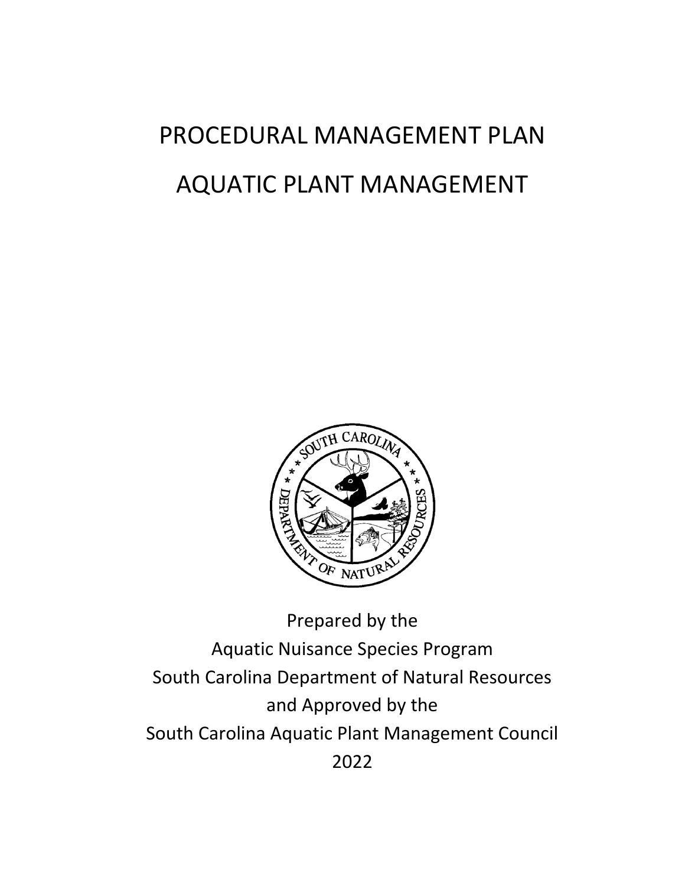# PROCEDURAL MANAGEMENT PLAN

# AQUATIC PLANT MANAGEMENT

Prepared by the
Aquatic Nuisance Species Program
South Carolina Department of Natural Resources
and Approved by the
South Carolina Aquatic Plant Management Council
2022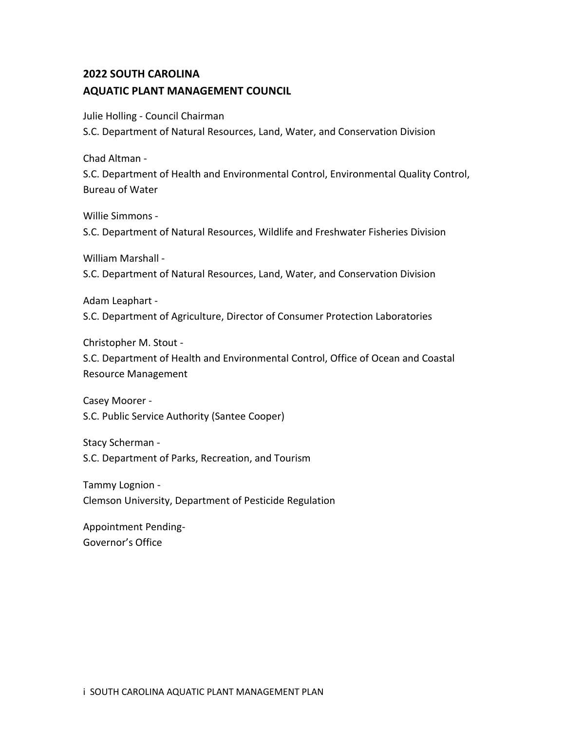## 2022 SOUTH CAROLINA AQUATIC PLANT MANAGEMENT COUNCIL

Julie Holling - Council Chairman
S.C. Department of Natural Resources, Land, Water, and Conservation Division

Chad Altman -
S.C. Department of Health and Environmental Control, Environmental Quality Control, Bureau of Water

Willie Simmons -
S.C. Department of Natural Resources, Wildlife and Freshwater Fisheries Division

William Marshall -
S.C. Department of Natural Resources, Land, Water, and Conservation Division

Adam Leaphart -
S.C. Department of Agriculture, Director of Consumer Protection Laboratories

Christopher M. Stout -
S.C. Department of Health and Environmental Control, Office of Ocean and Coastal Resource Management

Casey Moorer -
S.C. Public Service Authority (Santee Cooper)

Stacy Scherman -
S.C. Department of Parks, Recreation, and Tourism

Tammy Lognion -
Clemson University, Department of Pesticide Regulation

Appointment Pending-
Governor's Office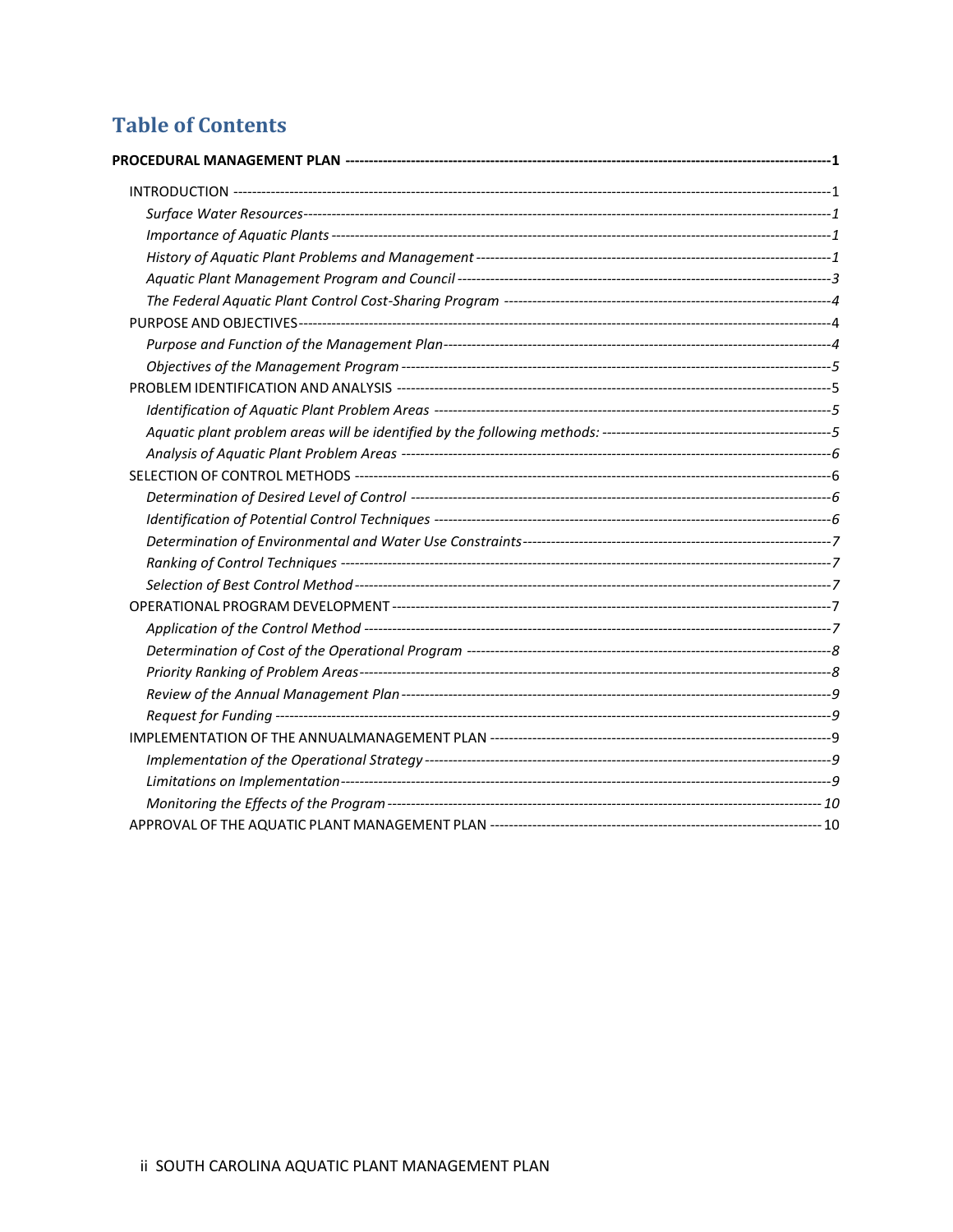# Table of Contents

**PROCEDURAL MANAGEMENT PLAN** ---------- **1**

- INTRODUCTION ---------- 1
  - *Surface Water Resources ---------- 1*
  - *Importance of Aquatic Plants ---------- 1*
  - *History of Aquatic Plant Problems and Management ---------- 1*
  - *Aquatic Plant Management Program and Council ---------- 3*
  - *The Federal Aquatic Plant Control Cost-Sharing Program ---------- 4*
- PURPOSE AND OBJECTIVES ---------- 4
  - *Purpose and Function of the Management Plan ---------- 4*
  - *Objectives of the Management Program ---------- 5*
- PROBLEM IDENTIFICATION AND ANALYSIS ---------- 5
  - *Identification of Aquatic Plant Problem Areas ---------- 5*
  - *Aquatic plant problem areas will be identified by the following methods: ---------- 5*
  - *Analysis of Aquatic Plant Problem Areas ---------- 6*
- SELECTION OF CONTROL METHODS ---------- 6
  - *Determination of Desired Level of Control ---------- 6*
  - *Identification of Potential Control Techniques ---------- 6*
  - *Determination of Environmental and Water Use Constraints ---------- 7*
  - *Ranking of Control Techniques ---------- 7*
  - *Selection of Best Control Method ---------- 7*
- OPERATIONAL PROGRAM DEVELOPMENT ---------- 7
  - *Application of the Control Method ---------- 7*
  - *Determination of Cost of the Operational Program ---------- 8*
  - *Priority Ranking of Problem Areas ---------- 8*
  - *Review of the Annual Management Plan ---------- 9*
  - *Request for Funding ---------- 9*
- IMPLEMENTATION OF THE ANNUALMANAGEMENT PLAN ---------- 9
  - *Implementation of the Operational Strategy ---------- 9*
  - *Limitations on Implementation ---------- 9*
  - *Monitoring the Effects of the Program ---------- 10*
- APPROVAL OF THE AQUATIC PLANT MANAGEMENT PLAN ---------- 10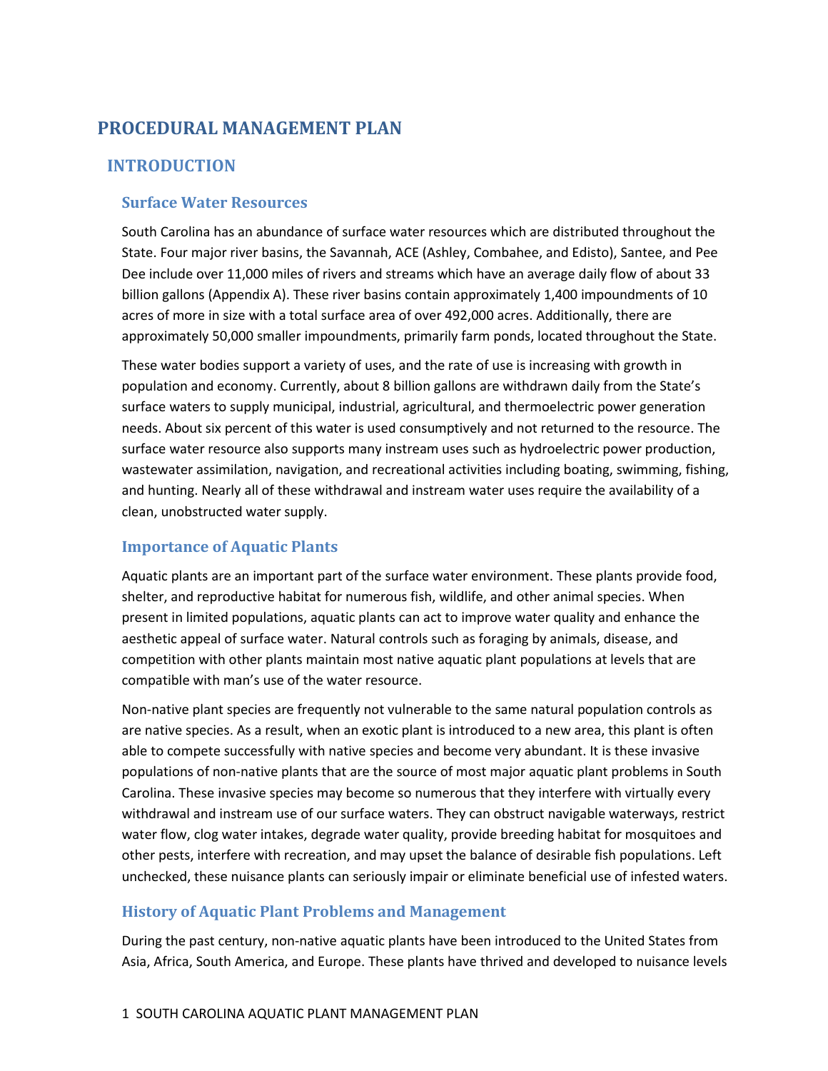# PROCEDURAL MANAGEMENT PLAN

## INTRODUCTION

### Surface Water Resources

South Carolina has an abundance of surface water resources which are distributed throughout the State. Four major river basins, the Savannah, ACE (Ashley, Combahee, and Edisto), Santee, and Pee Dee include over 11,000 miles of rivers and streams which have an average daily flow of about 33 billion gallons (Appendix A). These river basins contain approximately 1,400 impoundments of 10 acres of more in size with a total surface area of over 492,000 acres. Additionally, there are approximately 50,000 smaller impoundments, primarily farm ponds, located throughout the State.

These water bodies support a variety of uses, and the rate of use is increasing with growth in population and economy. Currently, about 8 billion gallons are withdrawn daily from the State's surface waters to supply municipal, industrial, agricultural, and thermoelectric power generation needs. About six percent of this water is used consumptively and not returned to the resource. The surface water resource also supports many instream uses such as hydroelectric power production, wastewater assimilation, navigation, and recreational activities including boating, swimming, fishing, and hunting. Nearly all of these withdrawal and instream water uses require the availability of a clean, unobstructed water supply.

### Importance of Aquatic Plants

Aquatic plants are an important part of the surface water environment. These plants provide food, shelter, and reproductive habitat for numerous fish, wildlife, and other animal species. When present in limited populations, aquatic plants can act to improve water quality and enhance the aesthetic appeal of surface water. Natural controls such as foraging by animals, disease, and competition with other plants maintain most native aquatic plant populations at levels that are compatible with man's use of the water resource.

Non-native plant species are frequently not vulnerable to the same natural population controls as are native species. As a result, when an exotic plant is introduced to a new area, this plant is often able to compete successfully with native species and become very abundant. It is these invasive populations of non-native plants that are the source of most major aquatic plant problems in South Carolina. These invasive species may become so numerous that they interfere with virtually every withdrawal and instream use of our surface waters. They can obstruct navigable waterways, restrict water flow, clog water intakes, degrade water quality, provide breeding habitat for mosquitoes and other pests, interfere with recreation, and may upset the balance of desirable fish populations. Left unchecked, these nuisance plants can seriously impair or eliminate beneficial use of infested waters.

### History of Aquatic Plant Problems and Management

During the past century, non-native aquatic plants have been introduced to the United States from Asia, Africa, South America, and Europe. These plants have thrived and developed to nuisance levels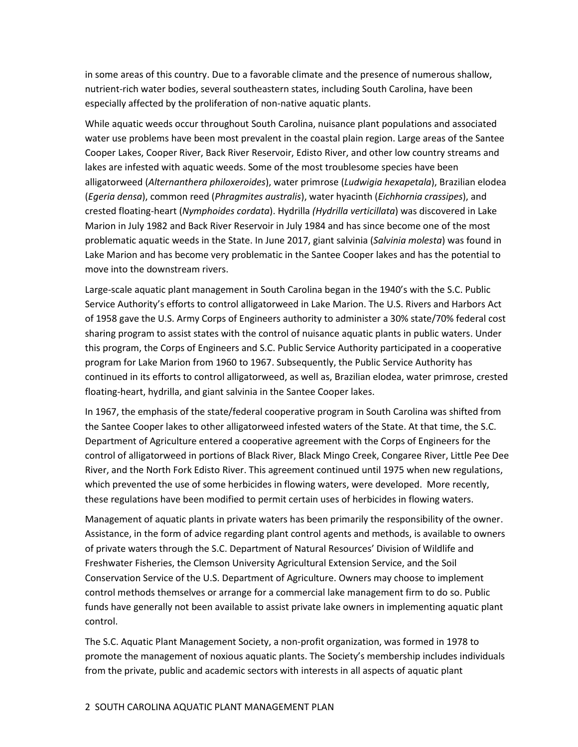in some areas of this country. Due to a favorable climate and the presence of numerous shallow, nutrient-rich water bodies, several southeastern states, including South Carolina, have been especially affected by the proliferation of non-native aquatic plants.

While aquatic weeds occur throughout South Carolina, nuisance plant populations and associated water use problems have been most prevalent in the coastal plain region. Large areas of the Santee Cooper Lakes, Cooper River, Back River Reservoir, Edisto River, and other low country streams and lakes are infested with aquatic weeds. Some of the most troublesome species have been alligatorweed (*Alternanthera philoxeroides*), water primrose (*Ludwigia hexapetala*), Brazilian elodea (*Egeria densa*), common reed (*Phragmites australis*), water hyacinth (*Eichhornia crassipes*), and crested floating-heart (*Nymphoides cordata*). Hydrilla *(Hydrilla verticillata*) was discovered in Lake Marion in July 1982 and Back River Reservoir in July 1984 and has since become one of the most problematic aquatic weeds in the State. In June 2017, giant salvinia (*Salvinia molesta*) was found in Lake Marion and has become very problematic in the Santee Cooper lakes and has the potential to move into the downstream rivers.

Large-scale aquatic plant management in South Carolina began in the 1940's with the S.C. Public Service Authority's efforts to control alligatorweed in Lake Marion. The U.S. Rivers and Harbors Act of 1958 gave the U.S. Army Corps of Engineers authority to administer a 30% state/70% federal cost sharing program to assist states with the control of nuisance aquatic plants in public waters. Under this program, the Corps of Engineers and S.C. Public Service Authority participated in a cooperative program for Lake Marion from 1960 to 1967. Subsequently, the Public Service Authority has continued in its efforts to control alligatorweed, as well as, Brazilian elodea, water primrose, crested floating-heart, hydrilla, and giant salvinia in the Santee Cooper lakes.

In 1967, the emphasis of the state/federal cooperative program in South Carolina was shifted from the Santee Cooper lakes to other alligatorweed infested waters of the State. At that time, the S.C. Department of Agriculture entered a cooperative agreement with the Corps of Engineers for the control of alligatorweed in portions of Black River, Black Mingo Creek, Congaree River, Little Pee Dee River, and the North Fork Edisto River. This agreement continued until 1975 when new regulations, which prevented the use of some herbicides in flowing waters, were developed. More recently, these regulations have been modified to permit certain uses of herbicides in flowing waters.

Management of aquatic plants in private waters has been primarily the responsibility of the owner. Assistance, in the form of advice regarding plant control agents and methods, is available to owners of private waters through the S.C. Department of Natural Resources' Division of Wildlife and Freshwater Fisheries, the Clemson University Agricultural Extension Service, and the Soil Conservation Service of the U.S. Department of Agriculture. Owners may choose to implement control methods themselves or arrange for a commercial lake management firm to do so. Public funds have generally not been available to assist private lake owners in implementing aquatic plant control.

The S.C. Aquatic Plant Management Society, a non-profit organization, was formed in 1978 to promote the management of noxious aquatic plants. The Society's membership includes individuals from the private, public and academic sectors with interests in all aspects of aquatic plant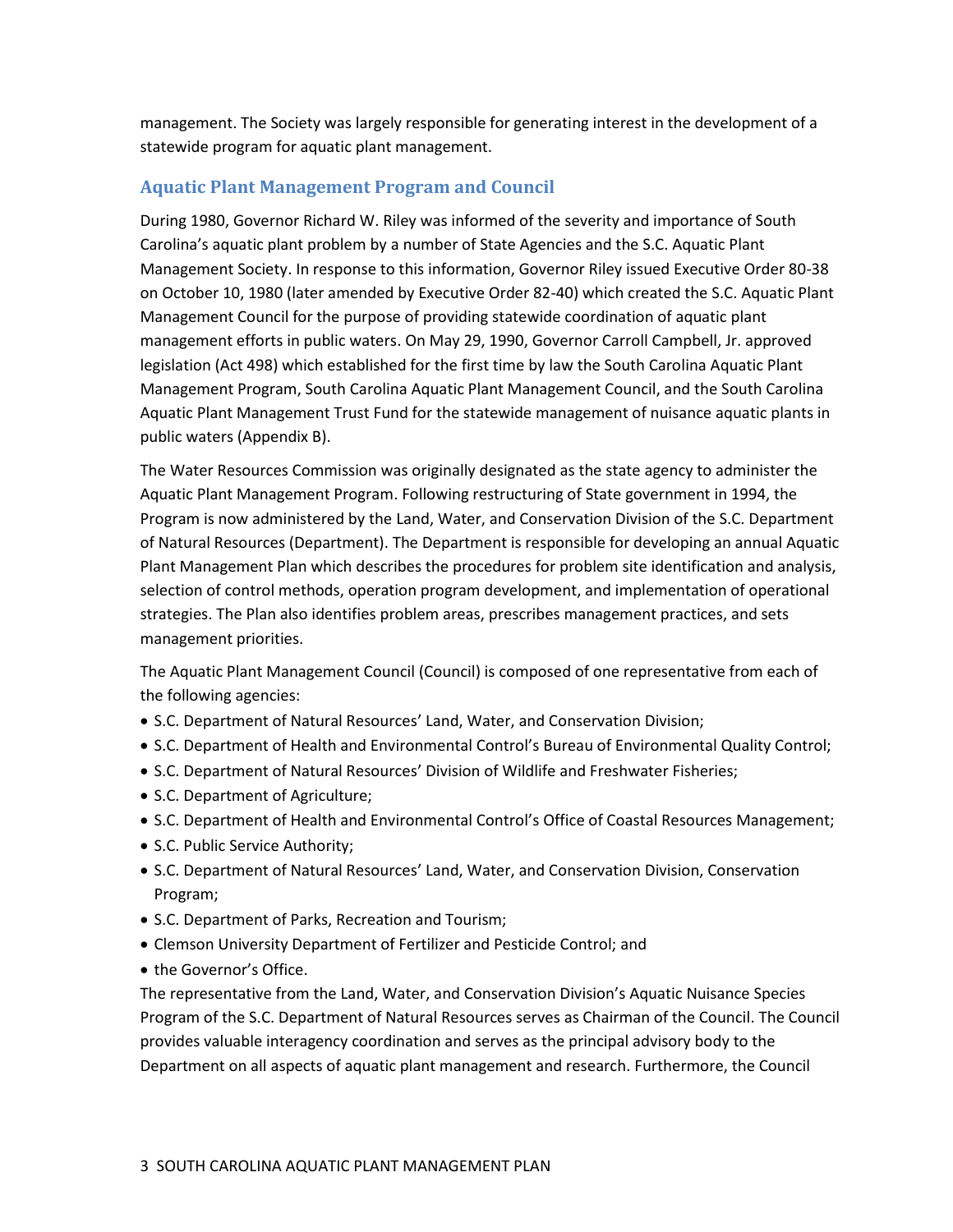management. The Society was largely responsible for generating interest in the development of a statewide program for aquatic plant management.

## Aquatic Plant Management Program and Council

During 1980, Governor Richard W. Riley was informed of the severity and importance of South Carolina's aquatic plant problem by a number of State Agencies and the S.C. Aquatic Plant Management Society. In response to this information, Governor Riley issued Executive Order 80-38 on October 10, 1980 (later amended by Executive Order 82-40) which created the S.C. Aquatic Plant Management Council for the purpose of providing statewide coordination of aquatic plant management efforts in public waters. On May 29, 1990, Governor Carroll Campbell, Jr. approved legislation (Act 498) which established for the first time by law the South Carolina Aquatic Plant Management Program, South Carolina Aquatic Plant Management Council, and the South Carolina Aquatic Plant Management Trust Fund for the statewide management of nuisance aquatic plants in public waters (Appendix B).

The Water Resources Commission was originally designated as the state agency to administer the Aquatic Plant Management Program. Following restructuring of State government in 1994, the Program is now administered by the Land, Water, and Conservation Division of the S.C. Department of Natural Resources (Department). The Department is responsible for developing an annual Aquatic Plant Management Plan which describes the procedures for problem site identification and analysis, selection of control methods, operation program development, and implementation of operational strategies. The Plan also identifies problem areas, prescribes management practices, and sets management priorities.

The Aquatic Plant Management Council (Council) is composed of one representative from each of the following agencies:

- S.C. Department of Natural Resources' Land, Water, and Conservation Division;
- S.C. Department of Health and Environmental Control's Bureau of Environmental Quality Control;
- S.C. Department of Natural Resources' Division of Wildlife and Freshwater Fisheries;
- S.C. Department of Agriculture;
- S.C. Department of Health and Environmental Control's Office of Coastal Resources Management;
- S.C. Public Service Authority;
- S.C. Department of Natural Resources' Land, Water, and Conservation Division, Conservation Program;
- S.C. Department of Parks, Recreation and Tourism;
- Clemson University Department of Fertilizer and Pesticide Control; and
- the Governor's Office.

The representative from the Land, Water, and Conservation Division's Aquatic Nuisance Species Program of the S.C. Department of Natural Resources serves as Chairman of the Council. The Council provides valuable interagency coordination and serves as the principal advisory body to the Department on all aspects of aquatic plant management and research. Furthermore, the Council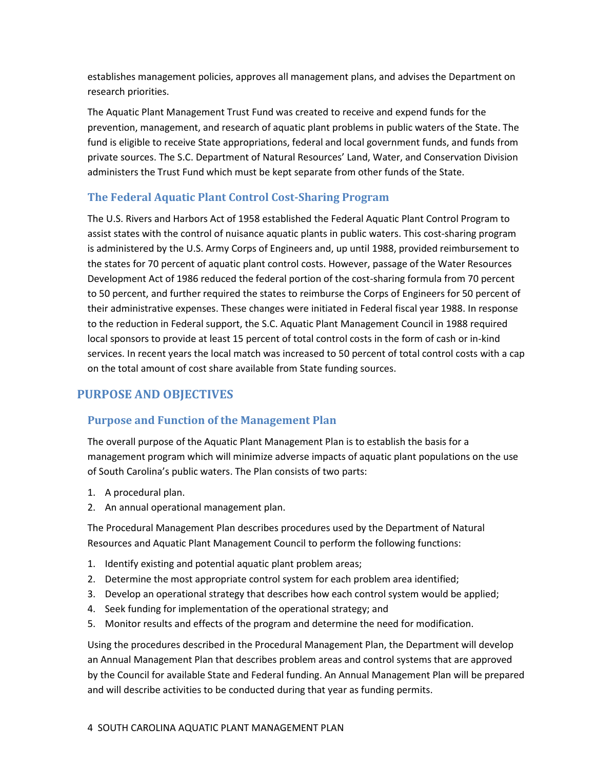establishes management policies, approves all management plans, and advises the Department on research priorities.

The Aquatic Plant Management Trust Fund was created to receive and expend funds for the prevention, management, and research of aquatic plant problems in public waters of the State. The fund is eligible to receive State appropriations, federal and local government funds, and funds from private sources. The S.C. Department of Natural Resources' Land, Water, and Conservation Division administers the Trust Fund which must be kept separate from other funds of the State.

### The Federal Aquatic Plant Control Cost-Sharing Program

The U.S. Rivers and Harbors Act of 1958 established the Federal Aquatic Plant Control Program to assist states with the control of nuisance aquatic plants in public waters. This cost-sharing program is administered by the U.S. Army Corps of Engineers and, up until 1988, provided reimbursement to the states for 70 percent of aquatic plant control costs. However, passage of the Water Resources Development Act of 1986 reduced the federal portion of the cost-sharing formula from 70 percent to 50 percent, and further required the states to reimburse the Corps of Engineers for 50 percent of their administrative expenses. These changes were initiated in Federal fiscal year 1988. In response to the reduction in Federal support, the S.C. Aquatic Plant Management Council in 1988 required local sponsors to provide at least 15 percent of total control costs in the form of cash or in-kind services. In recent years the local match was increased to 50 percent of total control costs with a cap on the total amount of cost share available from State funding sources.

## PURPOSE AND OBJECTIVES

### Purpose and Function of the Management Plan

The overall purpose of the Aquatic Plant Management Plan is to establish the basis for a management program which will minimize adverse impacts of aquatic plant populations on the use of South Carolina's public waters. The Plan consists of two parts:

1. A procedural plan.
2. An annual operational management plan.

The Procedural Management Plan describes procedures used by the Department of Natural Resources and Aquatic Plant Management Council to perform the following functions:

1. Identify existing and potential aquatic plant problem areas;
2. Determine the most appropriate control system for each problem area identified;
3. Develop an operational strategy that describes how each control system would be applied;
4. Seek funding for implementation of the operational strategy; and
5. Monitor results and effects of the program and determine the need for modification.

Using the procedures described in the Procedural Management Plan, the Department will develop an Annual Management Plan that describes problem areas and control systems that are approved by the Council for available State and Federal funding. An Annual Management Plan will be prepared and will describe activities to be conducted during that year as funding permits.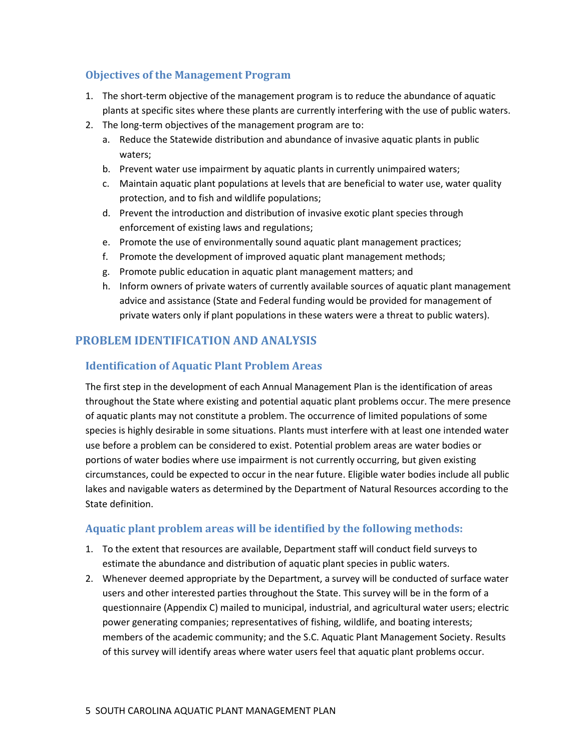### Objectives of the Management Program

1. The short-term objective of the management program is to reduce the abundance of aquatic plants at specific sites where these plants are currently interfering with the use of public waters.
2. The long-term objectives of the management program are to:
   a. Reduce the Statewide distribution and abundance of invasive aquatic plants in public waters;
   b. Prevent water use impairment by aquatic plants in currently unimpaired waters;
   c. Maintain aquatic plant populations at levels that are beneficial to water use, water quality protection, and to fish and wildlife populations;
   d. Prevent the introduction and distribution of invasive exotic plant species through enforcement of existing laws and regulations;
   e. Promote the use of environmentally sound aquatic plant management practices;
   f. Promote the development of improved aquatic plant management methods;
   g. Promote public education in aquatic plant management matters; and
   h. Inform owners of private waters of currently available sources of aquatic plant management advice and assistance (State and Federal funding would be provided for management of private waters only if plant populations in these waters were a threat to public waters).

## PROBLEM IDENTIFICATION AND ANALYSIS

### Identification of Aquatic Plant Problem Areas

The first step in the development of each Annual Management Plan is the identification of areas throughout the State where existing and potential aquatic plant problems occur. The mere presence of aquatic plants may not constitute a problem. The occurrence of limited populations of some species is highly desirable in some situations. Plants must interfere with at least one intended water use before a problem can be considered to exist. Potential problem areas are water bodies or portions of water bodies where use impairment is not currently occurring, but given existing circumstances, could be expected to occur in the near future. Eligible water bodies include all public lakes and navigable waters as determined by the Department of Natural Resources according to the State definition.

### Aquatic plant problem areas will be identified by the following methods:

1. To the extent that resources are available, Department staff will conduct field surveys to estimate the abundance and distribution of aquatic plant species in public waters.
2. Whenever deemed appropriate by the Department, a survey will be conducted of surface water users and other interested parties throughout the State. This survey will be in the form of a questionnaire (Appendix C) mailed to municipal, industrial, and agricultural water users; electric power generating companies; representatives of fishing, wildlife, and boating interests; members of the academic community; and the S.C. Aquatic Plant Management Society. Results of this survey will identify areas where water users feel that aquatic plant problems occur.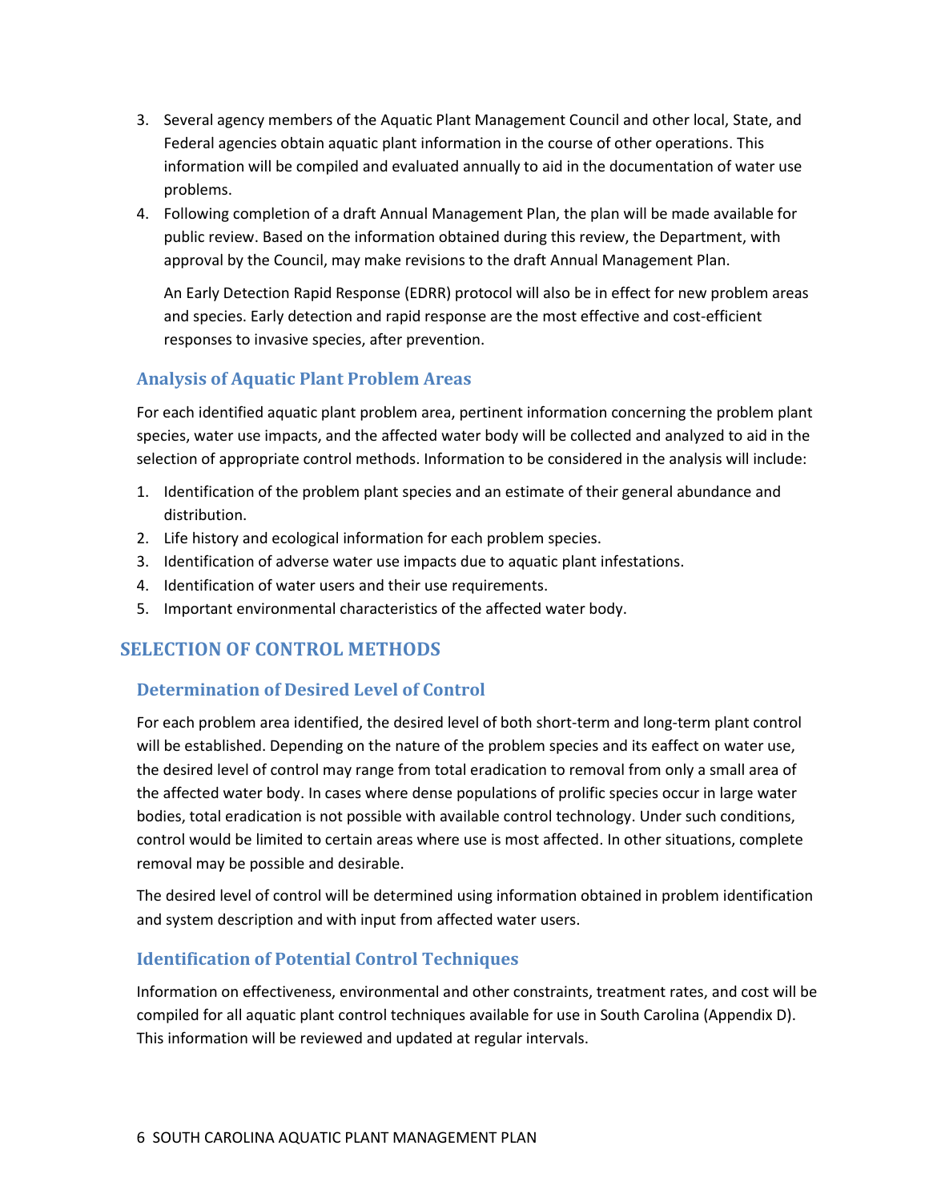3. Several agency members of the Aquatic Plant Management Council and other local, State, and Federal agencies obtain aquatic plant information in the course of other operations. This information will be compiled and evaluated annually to aid in the documentation of water use problems.
4. Following completion of a draft Annual Management Plan, the plan will be made available for public review. Based on the information obtained during this review, the Department, with approval by the Council, may make revisions to the draft Annual Management Plan.

   An Early Detection Rapid Response (EDRR) protocol will also be in effect for new problem areas and species. Early detection and rapid response are the most effective and cost-efficient responses to invasive species, after prevention.

### Analysis of Aquatic Plant Problem Areas

For each identified aquatic plant problem area, pertinent information concerning the problem plant species, water use impacts, and the affected water body will be collected and analyzed to aid in the selection of appropriate control methods. Information to be considered in the analysis will include:

1. Identification of the problem plant species and an estimate of their general abundance and distribution.
2. Life history and ecological information for each problem species.
3. Identification of adverse water use impacts due to aquatic plant infestations.
4. Identification of water users and their use requirements.
5. Important environmental characteristics of the affected water body.

## SELECTION OF CONTROL METHODS

### Determination of Desired Level of Control

For each problem area identified, the desired level of both short-term and long-term plant control will be established. Depending on the nature of the problem species and its eaffect on water use, the desired level of control may range from total eradication to removal from only a small area of the affected water body. In cases where dense populations of prolific species occur in large water bodies, total eradication is not possible with available control technology. Under such conditions, control would be limited to certain areas where use is most affected. In other situations, complete removal may be possible and desirable.

The desired level of control will be determined using information obtained in problem identification and system description and with input from affected water users.

### Identification of Potential Control Techniques

Information on effectiveness, environmental and other constraints, treatment rates, and cost will be compiled for all aquatic plant control techniques available for use in South Carolina (Appendix D). This information will be reviewed and updated at regular intervals.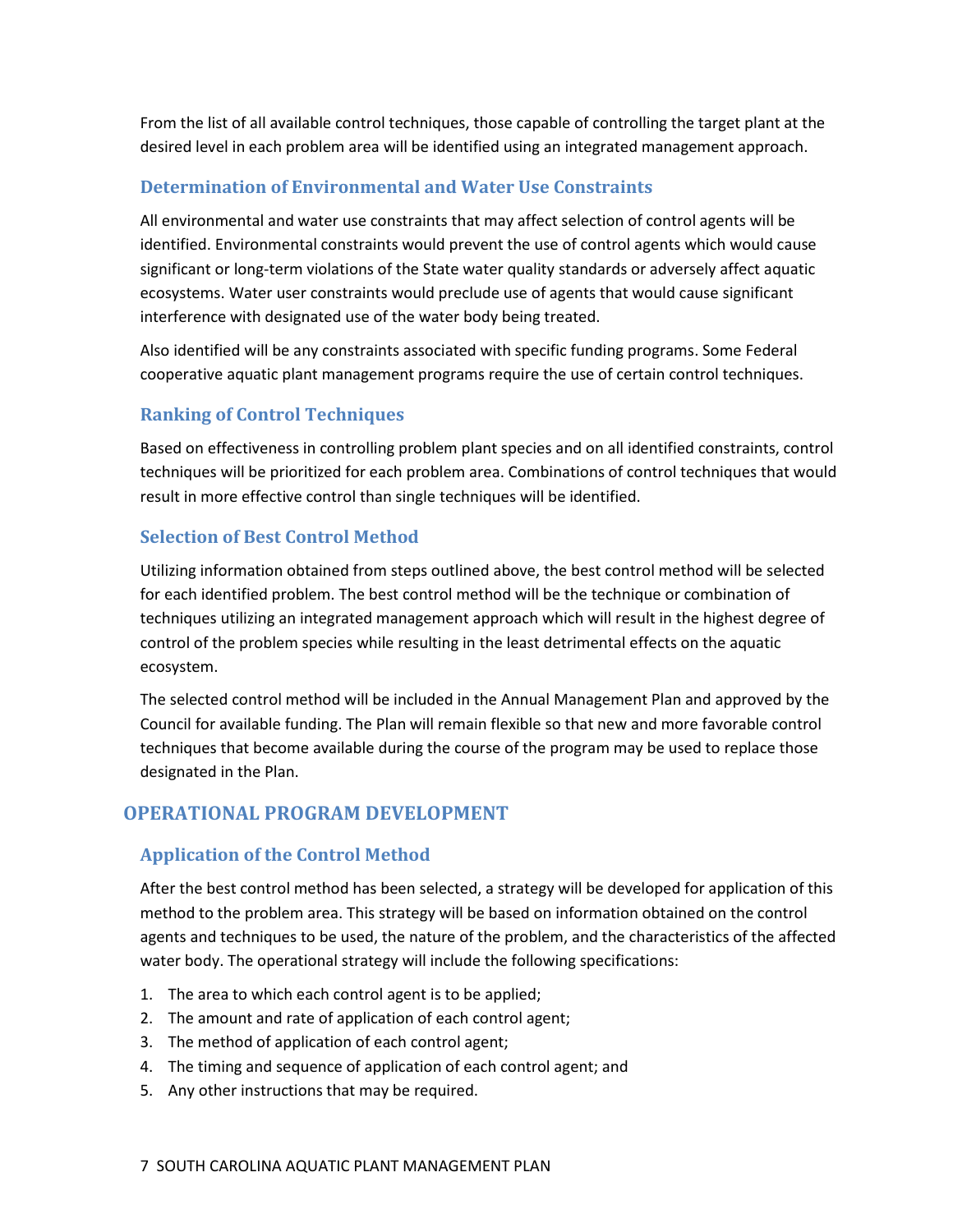From the list of all available control techniques, those capable of controlling the target plant at the desired level in each problem area will be identified using an integrated management approach.

### Determination of Environmental and Water Use Constraints

All environmental and water use constraints that may affect selection of control agents will be identified. Environmental constraints would prevent the use of control agents which would cause significant or long-term violations of the State water quality standards or adversely affect aquatic ecosystems. Water user constraints would preclude use of agents that would cause significant interference with designated use of the water body being treated.

Also identified will be any constraints associated with specific funding programs. Some Federal cooperative aquatic plant management programs require the use of certain control techniques.

### Ranking of Control Techniques

Based on effectiveness in controlling problem plant species and on all identified constraints, control techniques will be prioritized for each problem area. Combinations of control techniques that would result in more effective control than single techniques will be identified.

### Selection of Best Control Method

Utilizing information obtained from steps outlined above, the best control method will be selected for each identified problem. The best control method will be the technique or combination of techniques utilizing an integrated management approach which will result in the highest degree of control of the problem species while resulting in the least detrimental effects on the aquatic ecosystem.

The selected control method will be included in the Annual Management Plan and approved by the Council for available funding. The Plan will remain flexible so that new and more favorable control techniques that become available during the course of the program may be used to replace those designated in the Plan.

## OPERATIONAL PROGRAM DEVELOPMENT

### Application of the Control Method

After the best control method has been selected, a strategy will be developed for application of this method to the problem area. This strategy will be based on information obtained on the control agents and techniques to be used, the nature of the problem, and the characteristics of the affected water body. The operational strategy will include the following specifications:

1. The area to which each control agent is to be applied;
2. The amount and rate of application of each control agent;
3. The method of application of each control agent;
4. The timing and sequence of application of each control agent; and
5. Any other instructions that may be required.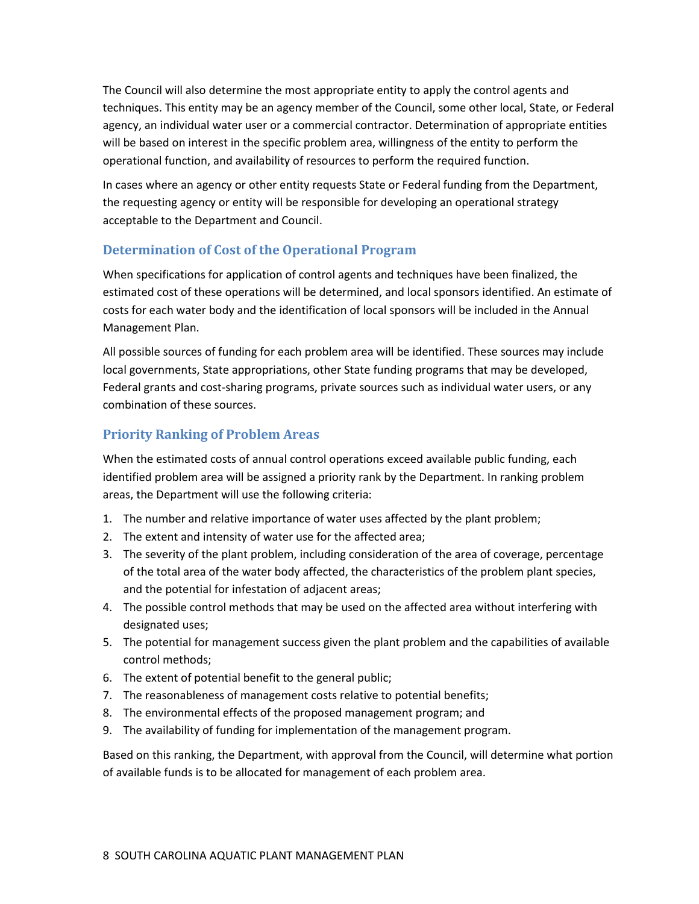The Council will also determine the most appropriate entity to apply the control agents and techniques. This entity may be an agency member of the Council, some other local, State, or Federal agency, an individual water user or a commercial contractor. Determination of appropriate entities will be based on interest in the specific problem area, willingness of the entity to perform the operational function, and availability of resources to perform the required function.

In cases where an agency or other entity requests State or Federal funding from the Department, the requesting agency or entity will be responsible for developing an operational strategy acceptable to the Department and Council.

### Determination of Cost of the Operational Program

When specifications for application of control agents and techniques have been finalized, the estimated cost of these operations will be determined, and local sponsors identified. An estimate of costs for each water body and the identification of local sponsors will be included in the Annual Management Plan.

All possible sources of funding for each problem area will be identified. These sources may include local governments, State appropriations, other State funding programs that may be developed, Federal grants and cost-sharing programs, private sources such as individual water users, or any combination of these sources.

### Priority Ranking of Problem Areas

When the estimated costs of annual control operations exceed available public funding, each identified problem area will be assigned a priority rank by the Department. In ranking problem areas, the Department will use the following criteria:

1. The number and relative importance of water uses affected by the plant problem;
2. The extent and intensity of water use for the affected area;
3. The severity of the plant problem, including consideration of the area of coverage, percentage of the total area of the water body affected, the characteristics of the problem plant species, and the potential for infestation of adjacent areas;
4. The possible control methods that may be used on the affected area without interfering with designated uses;
5. The potential for management success given the plant problem and the capabilities of available control methods;
6. The extent of potential benefit to the general public;
7. The reasonableness of management costs relative to potential benefits;
8. The environmental effects of the proposed management program; and
9. The availability of funding for implementation of the management program.

Based on this ranking, the Department, with approval from the Council, will determine what portion of available funds is to be allocated for management of each problem area.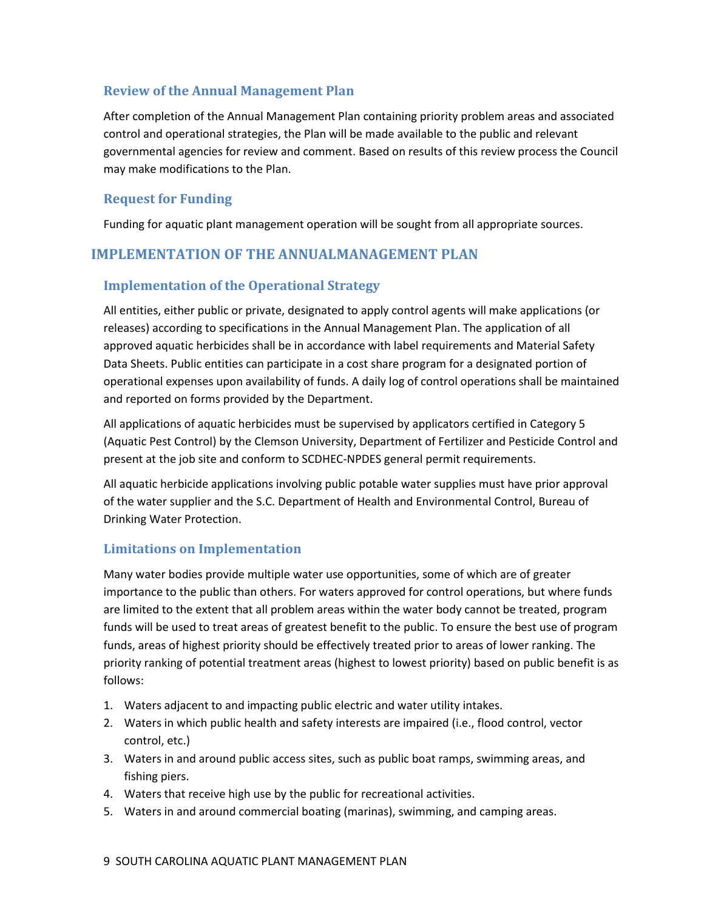### Review of the Annual Management Plan

After completion of the Annual Management Plan containing priority problem areas and associated control and operational strategies, the Plan will be made available to the public and relevant governmental agencies for review and comment. Based on results of this review process the Council may make modifications to the Plan.

### Request for Funding

Funding for aquatic plant management operation will be sought from all appropriate sources.

## IMPLEMENTATION OF THE ANNUALMANAGEMENT PLAN

### Implementation of the Operational Strategy

All entities, either public or private, designated to apply control agents will make applications (or releases) according to specifications in the Annual Management Plan. The application of all approved aquatic herbicides shall be in accordance with label requirements and Material Safety Data Sheets. Public entities can participate in a cost share program for a designated portion of operational expenses upon availability of funds. A daily log of control operations shall be maintained and reported on forms provided by the Department.

All applications of aquatic herbicides must be supervised by applicators certified in Category 5 (Aquatic Pest Control) by the Clemson University, Department of Fertilizer and Pesticide Control and present at the job site and conform to SCDHEC-NPDES general permit requirements.

All aquatic herbicide applications involving public potable water supplies must have prior approval of the water supplier and the S.C. Department of Health and Environmental Control, Bureau of Drinking Water Protection.

### Limitations on Implementation

Many water bodies provide multiple water use opportunities, some of which are of greater importance to the public than others. For waters approved for control operations, but where funds are limited to the extent that all problem areas within the water body cannot be treated, program funds will be used to treat areas of greatest benefit to the public. To ensure the best use of program funds, areas of highest priority should be effectively treated prior to areas of lower ranking. The priority ranking of potential treatment areas (highest to lowest priority) based on public benefit is as follows:

1. Waters adjacent to and impacting public electric and water utility intakes.
2. Waters in which public health and safety interests are impaired (i.e., flood control, vector control, etc.)
3. Waters in and around public access sites, such as public boat ramps, swimming areas, and fishing piers.
4. Waters that receive high use by the public for recreational activities.
5. Waters in and around commercial boating (marinas), swimming, and camping areas.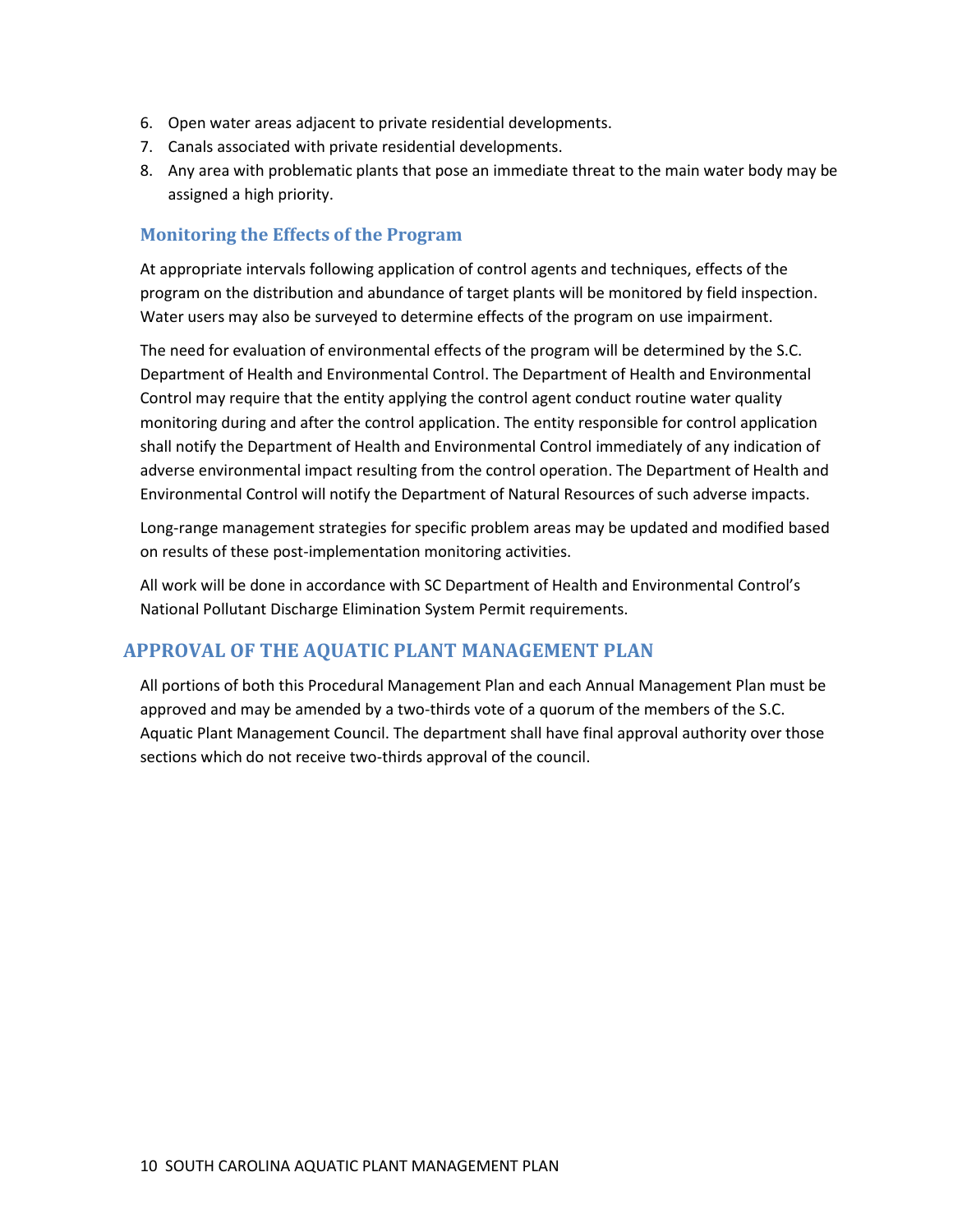6. Open water areas adjacent to private residential developments.
7. Canals associated with private residential developments.
8. Any area with problematic plants that pose an immediate threat to the main water body may be assigned a high priority.

### Monitoring the Effects of the Program

At appropriate intervals following application of control agents and techniques, effects of the program on the distribution and abundance of target plants will be monitored by field inspection. Water users may also be surveyed to determine effects of the program on use impairment.

The need for evaluation of environmental effects of the program will be determined by the S.C. Department of Health and Environmental Control. The Department of Health and Environmental Control may require that the entity applying the control agent conduct routine water quality monitoring during and after the control application. The entity responsible for control application shall notify the Department of Health and Environmental Control immediately of any indication of adverse environmental impact resulting from the control operation. The Department of Health and Environmental Control will notify the Department of Natural Resources of such adverse impacts.

Long-range management strategies for specific problem areas may be updated and modified based on results of these post-implementation monitoring activities.

All work will be done in accordance with SC Department of Health and Environmental Control's National Pollutant Discharge Elimination System Permit requirements.

## APPROVAL OF THE AQUATIC PLANT MANAGEMENT PLAN

All portions of both this Procedural Management Plan and each Annual Management Plan must be approved and may be amended by a two-thirds vote of a quorum of the members of the S.C. Aquatic Plant Management Council. The department shall have final approval authority over those sections which do not receive two-thirds approval of the council.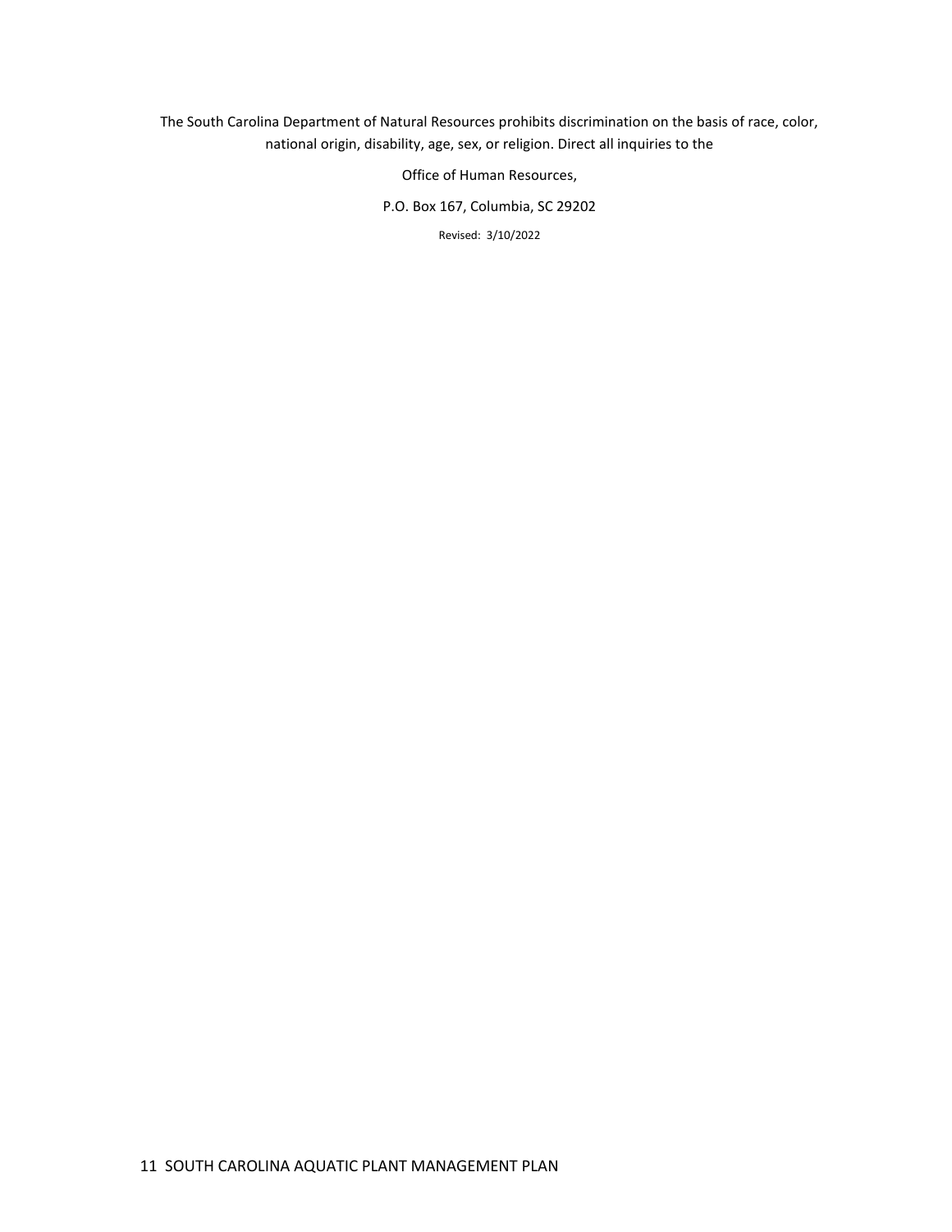The South Carolina Department of Natural Resources prohibits discrimination on the basis of race, color, national origin, disability, age, sex, or religion. Direct all inquiries to the

Office of Human Resources,

P.O. Box 167, Columbia, SC 29202

Revised: 3/10/2022